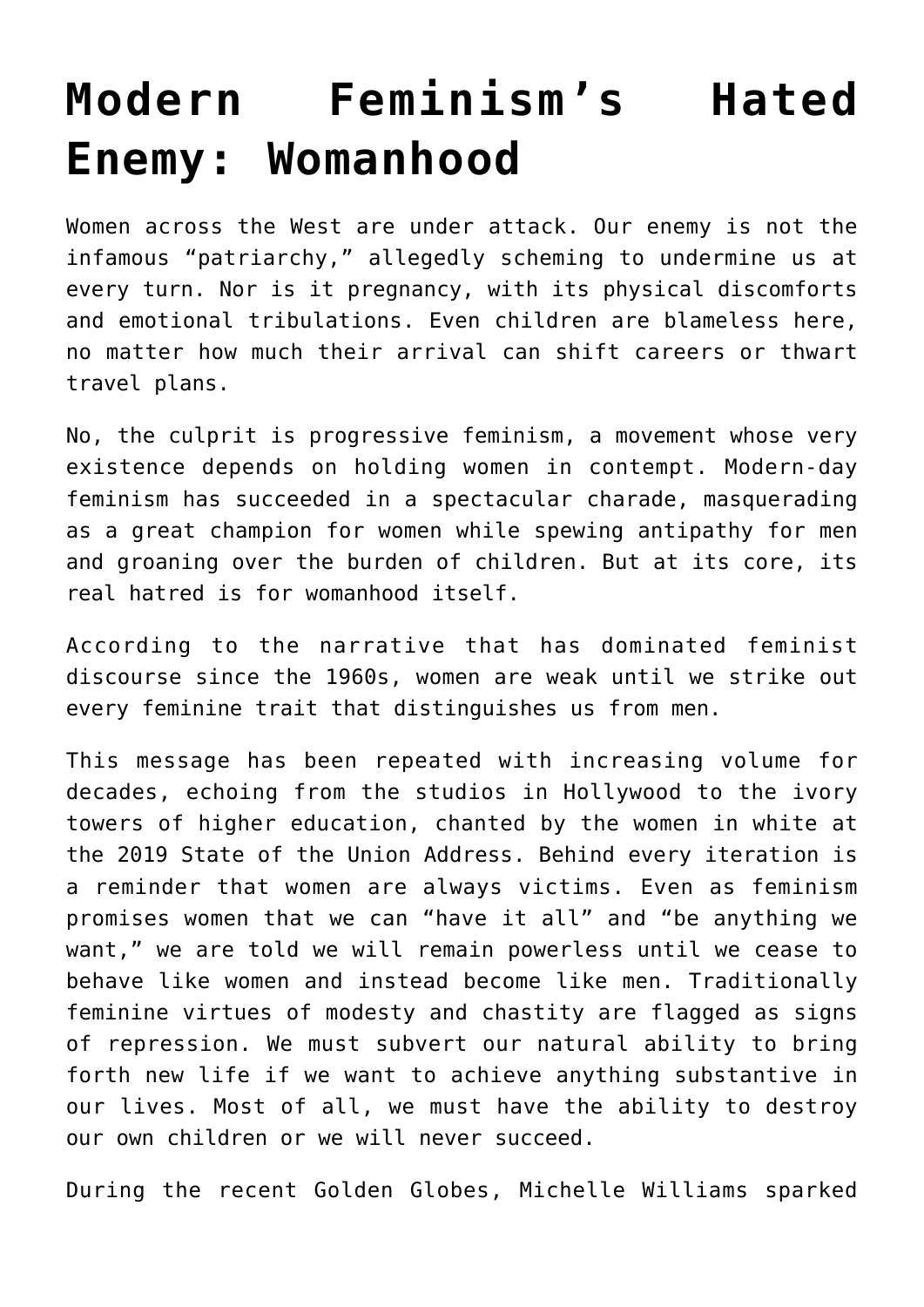# Modern Feminism's Hated Enemy: Womanhood

Women across the West are under attack. Our enemy is not the infamous "patriarchy," allegedly scheming to undermine us at every turn. Nor is it pregnancy, with its physical discomforts and emotional tribulations. Even children are blameless here, no matter how much their arrival can shift careers or thwart travel plans.

No, the culprit is progressive feminism, a movement whose very existence depends on holding women in contempt. Modern-day feminism has succeeded in a spectacular charade, masquerading as a great champion for women while spewing antipathy for men and groaning over the burden of children. But at its core, its real hatred is for womanhood itself.

According to the narrative that has dominated feminist discourse since the 1960s, women are weak until we strike out every feminine trait that distinguishes us from men.

This message has been repeated with increasing volume for decades, echoing from the studios in Hollywood to the ivory towers of higher education, chanted by the women in white at the 2019 State of the Union Address. Behind every iteration is a reminder that women are always victims. Even as feminism promises women that we can "have it all" and "be anything we want," we are told we will remain powerless until we cease to behave like women and instead become like men. Traditionally feminine virtues of modesty and chastity are flagged as signs of repression. We must subvert our natural ability to bring forth new life if we want to achieve anything substantive in our lives. Most of all, we must have the ability to destroy our own children or we will never succeed.

During the recent Golden Globes, Michelle Williams sparked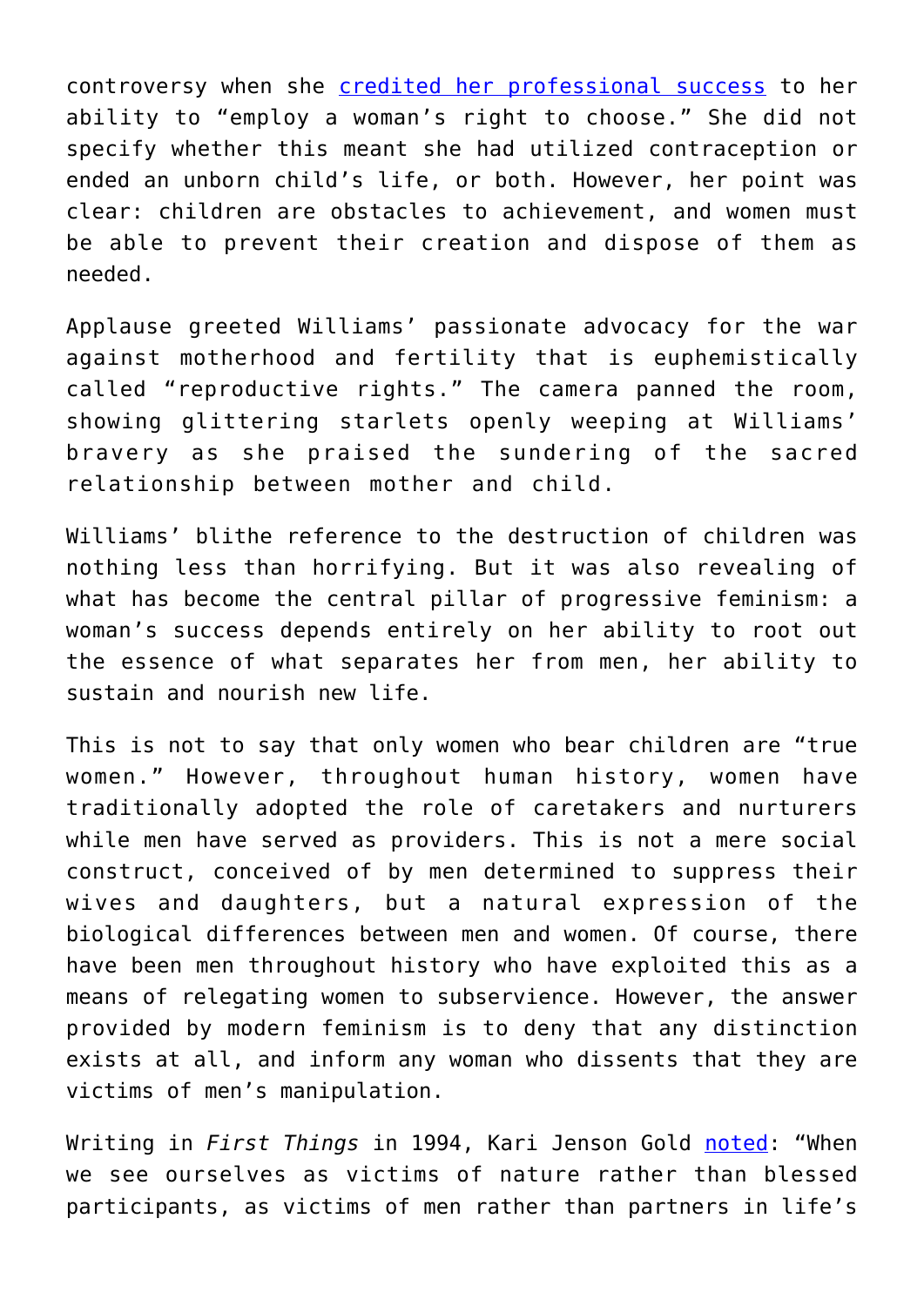controversy when she [credited her professional success](#) to her ability to “employ a woman’s right to choose.” She did not specify whether this meant she had utilized contraception or ended an unborn child’s life, or both. However, her point was clear: children are obstacles to achievement, and women must be able to prevent their creation and dispose of them as needed.

Applause greeted Williams’ passionate advocacy for the war against motherhood and fertility that is euphemistically called “reproductive rights.” The camera panned the room, showing glittering starlets openly weeping at Williams’ bravery as she praised the sundering of the sacred relationship between mother and child.

Williams’ blithe reference to the destruction of children was nothing less than horrifying. But it was also revealing of what has become the central pillar of progressive feminism: a woman’s success depends entirely on her ability to root out the essence of what separates her from men, her ability to sustain and nourish new life.

This is not to say that only women who bear children are “true women.” However, throughout human history, women have traditionally adopted the role of caretakers and nurturers while men have served as providers. This is not a mere social construct, conceived of by men determined to suppress their wives and daughters, but a natural expression of the biological differences between men and women. Of course, there have been men throughout history who have exploited this as a means of relegating women to subservience. However, the answer provided by modern feminism is to deny that any distinction exists at all, and inform any woman who dissents that they are victims of men’s manipulation.

Writing in *First Things* in 1994, Kari Jenson Gold [noted](#): “When we see ourselves as victims of nature rather than blessed participants, as victims of men rather than partners in life’s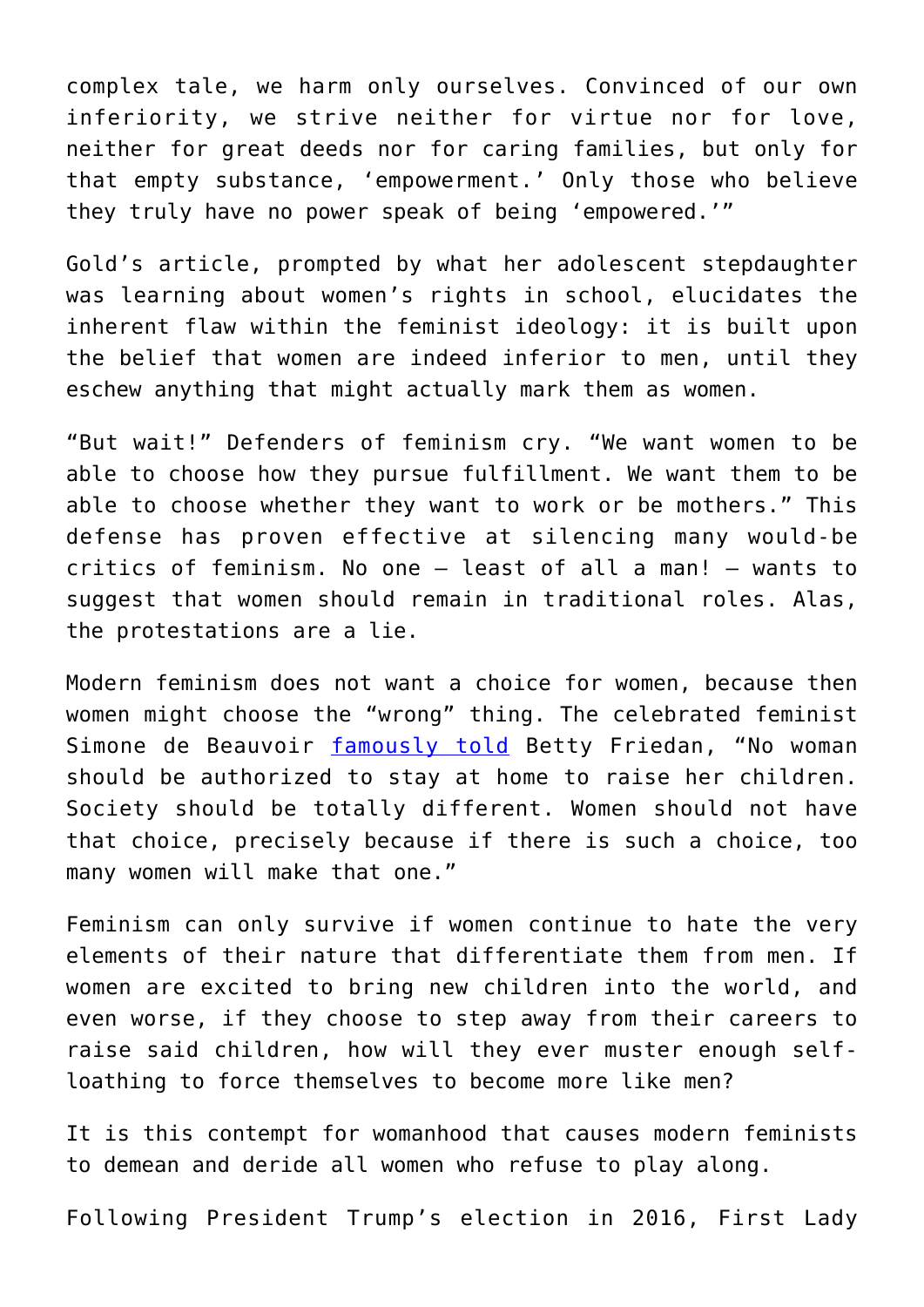complex tale, we harm only ourselves. Convinced of our own inferiority, we strive neither for virtue nor for love, neither for great deeds nor for caring families, but only for that empty substance, 'empowerment.' Only those who believe they truly have no power speak of being 'empowered.'"

Gold's article, prompted by what her adolescent stepdaughter was learning about women's rights in school, elucidates the inherent flaw within the feminist ideology: it is built upon the belief that women are indeed inferior to men, until they eschew anything that might actually mark them as women.

"But wait!" Defenders of feminism cry. "We want women to be able to choose how they pursue fulfillment. We want them to be able to choose whether they want to work or be mothers." This defense has proven effective at silencing many would-be critics of feminism. No one – least of all a man! – wants to suggest that women should remain in traditional roles. Alas, the protestations are a lie.

Modern feminism does not want a choice for women, because then women might choose the "wrong" thing. The celebrated feminist Simone de Beauvoir [famously told] Betty Friedan, "No woman should be authorized to stay at home to raise her children. Society should be totally different. Women should not have that choice, precisely because if there is such a choice, too many women will make that one."

Feminism can only survive if women continue to hate the very elements of their nature that differentiate them from men. If women are excited to bring new children into the world, and even worse, if they choose to step away from their careers to raise said children, how will they ever muster enough self-loathing to force themselves to become more like men?

It is this contempt for womanhood that causes modern feminists to demean and deride all women who refuse to play along.

Following President Trump's election in 2016, First Lady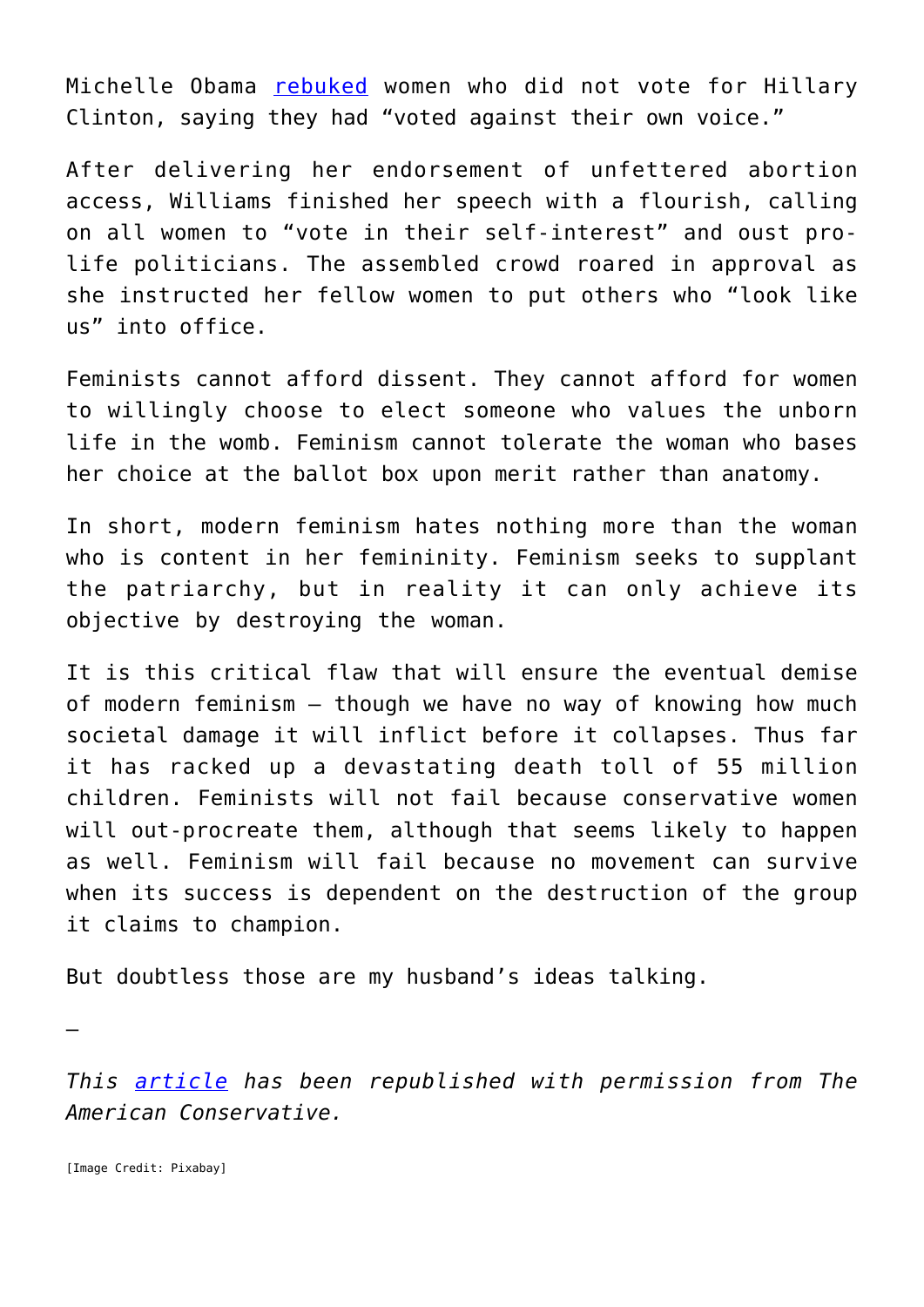Michelle Obama rebuked women who did not vote for Hillary Clinton, saying they had "voted against their own voice."

After delivering her endorsement of unfettered abortion access, Williams finished her speech with a flourish, calling on all women to "vote in their self-interest" and oust pro-life politicians. The assembled crowd roared in approval as she instructed her fellow women to put others who "look like us" into office.

Feminists cannot afford dissent. They cannot afford for women to willingly choose to elect someone who values the unborn life in the womb. Feminism cannot tolerate the woman who bases her choice at the ballot box upon merit rather than anatomy.

In short, modern feminism hates nothing more than the woman who is content in her femininity. Feminism seeks to supplant the patriarchy, but in reality it can only achieve its objective by destroying the woman.

It is this critical flaw that will ensure the eventual demise of modern feminism – though we have no way of knowing how much societal damage it will inflict before it collapses. Thus far it has racked up a devastating death toll of 55 million children. Feminists will not fail because conservative women will out-procreate them, although that seems likely to happen as well. Feminism will fail because no movement can survive when its success is dependent on the destruction of the group it claims to champion.

But doubtless those are my husband's ideas talking.

—

*This article has been republished with permission from The American Conservative.*

[Image Credit: Pixabay]